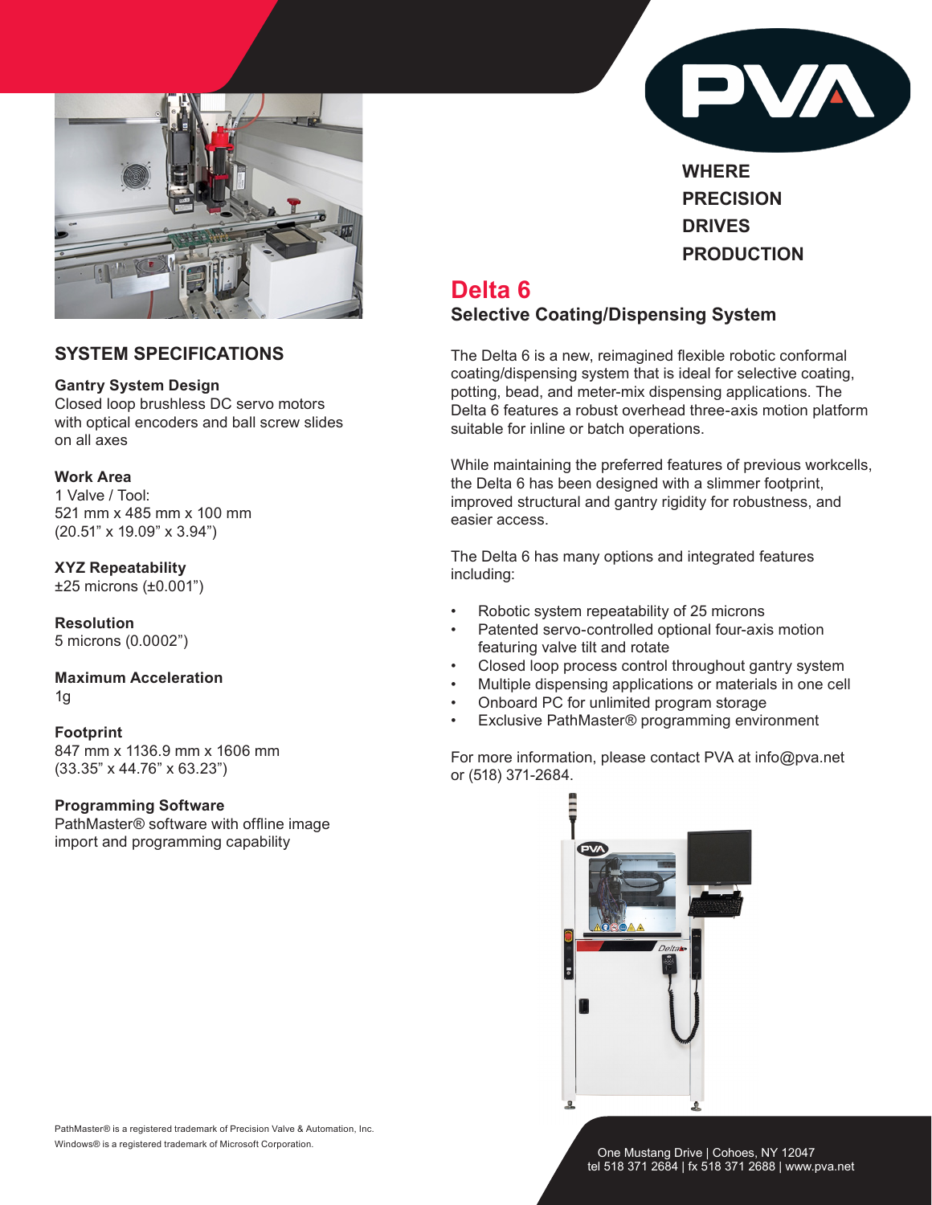WHERE PRECISION DRIVES PRODUCTION

# Delta 6

## Selective Coating/Dispensing System

The Delta 6 is a new, reimagined flexible robotic conformal coating/dispensing system that is ideal for selective coating, potting, bead, and meter-mix dispensing applications. The Delta 6 features a robust overhead three-axis motion platform suitable for inline or batch operations.

While maintaining the preferred features of previous workcells, the Delta 6 has been designed with a slimmer footprint, improved structural and gantry rigidity for robustness, and easier access.

The Delta 6 has many options and integrated features including:

- Robotic system repeatability of 25 microns
- Patented servo-controlled optional four-axis motion featuring valve tilt and rotate
- Closed loop process control throughout gantry system
- Multiple dispensing applications or materials in one cell
- Onboard PC for unlimited program storage
- Exclusive PathMaster® programming environment

For more information, please contact PVA at info@pva.net or (518) 371-2684.

## SYSTEM SPECIFICATIONS

**Gantry System Design**
Closed loop brushless DC servo motors with optical encoders and ball screw slides on all axes

**Work Area**
1 Valve / Tool:
521 mm x 485 mm x 100 mm
(20.51" x 19.09" x 3.94")

**XYZ Repeatability**
±25 microns (±0.001")

**Resolution**
5 microns (0.0002")

**Maximum Acceleration**
1g

**Footprint**
847 mm x 1136.9 mm x 1606 mm
(33.35" x 44.76" x 63.23")

**Programming Software**
PathMaster® software with offline image import and programming capability

PathMaster® is a registered trademark of Precision Valve & Automation, Inc.
Windows® is a registered trademark of Microsoft Corporation.

One Mustang Drive | Cohoes, NY 12047
tel 518 371 2684 | fx 518 371 2688 | www.pva.net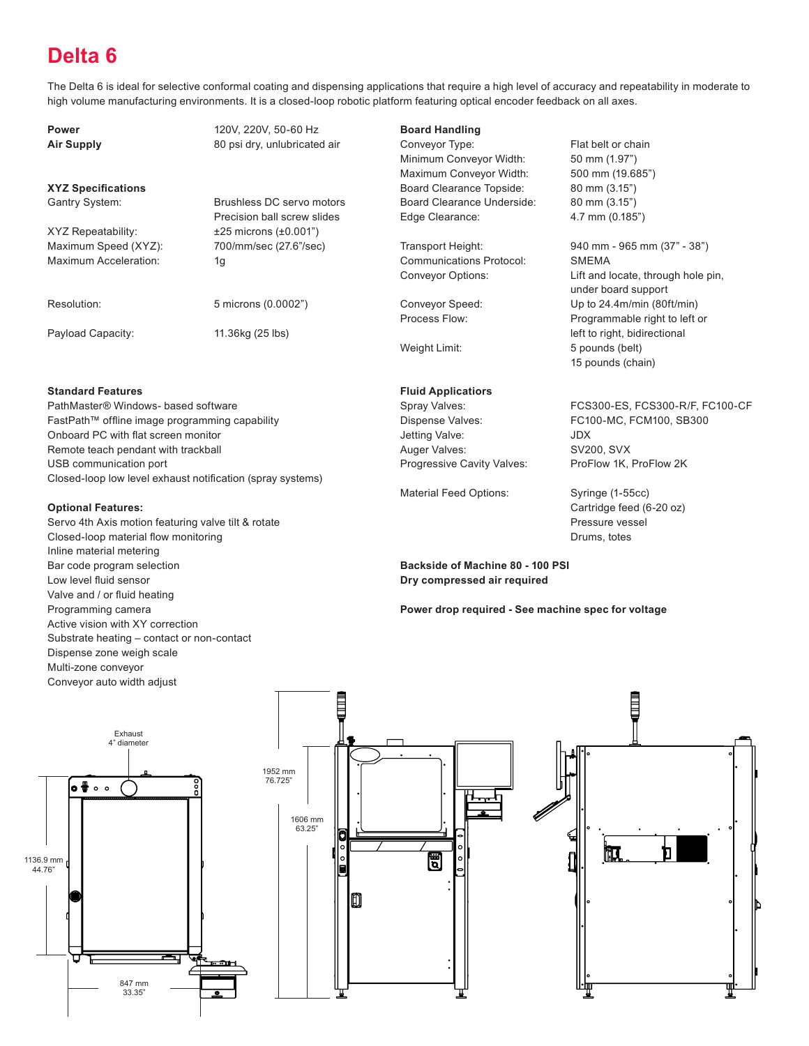# Delta 6

The Delta 6 is ideal for selective conformal coating and dispensing applications that require a high level of accuracy and repeatability in moderate to high volume manufacturing environments. It is a closed-loop robotic platform featuring optical encoder feedback on all axes.

| | |
|---|---|
| **Power** | 120V, 220V, 50-60 Hz |
| **Air Supply** | 80 psi dry, unlubricated air |

**XYZ Specifications**

| | |
|---|---|
| Gantry System: | Brushless DC servo motors<br>Precision ball screw slides |
| XYZ Repeatability: | ±25 microns (±0.001”) |
| Maximum Speed (XYZ): | 700/mm/sec (27.6”/sec) |
| Maximum Acceleration: | 1g |
| Resolution: | 5 microns (0.0002”) |
| Payload Capacity: | 11.36kg (25 lbs) |

**Standard Features**

PathMaster® Windows- based software
FastPath™ offline image programming capability
Onboard PC with flat screen monitor
Remote teach pendant with trackball
USB communication port
Closed-loop low level exhaust notification (spray systems)

**Optional Features:**

Servo 4th Axis motion featuring valve tilt & rotate
Closed-loop material flow monitoring
Inline material metering
Bar code program selection
Low level fluid sensor
Valve and / or fluid heating
Programming camera
Active vision with XY correction
Substrate heating – contact or non-contact
Dispense zone weigh scale
Multi-zone conveyor
Conveyor auto width adjust

**Board Handling**

| | |
|---|---|
| Conveyor Type: | Flat belt or chain |
| Minimum Conveyor Width: | 50 mm (1.97”) |
| Maximum Conveyor Width: | 500 mm (19.685”) |
| Board Clearance Topside: | 80 mm (3.15”) |
| Board Clearance Underside: | 80 mm (3.15”) |
| Edge Clearance: | 4.7 mm (0.185”) |
| Transport Height: | 940 mm - 965 mm (37” - 38”) |
| Communications Protocol: | SMEMA |
| Conveyor Options: | Lift and locate, through hole pin, under board support |
| Conveyor Speed: | Up to 24.4m/min (80ft/min) |
| Process Flow: | Programmable right to left or left to right, bidirectional |
| Weight Limit: | 5 pounds (belt)<br>15 pounds (chain) |

**Fluid Applicators**

| | |
|---|---|
| Spray Valves: | FCS300-ES, FCS300-R/F, FC100-CF |
| Dispense Valves: | FC100-MC, FCM100, SB300 |
| Jetting Valve: | JDX |
| Auger Valves: | SV200, SVX |
| Progressive Cavity Valves: | ProFlow 1K, ProFlow 2K |
| Material Feed Options: | Syringe (1-55cc)<br>Cartridge feed (6-20 oz)<br>Pressure vessel<br>Drums, totes |

**Backside of Machine 80 - 100 PSI**
**Dry compressed air required**

**Power drop required - See machine spec for voltage**

Exhaust
4” diameter

1136.9 mm
44.76”

847 mm
33.35”

1952 mm
76.725”

1606 mm
63.25”